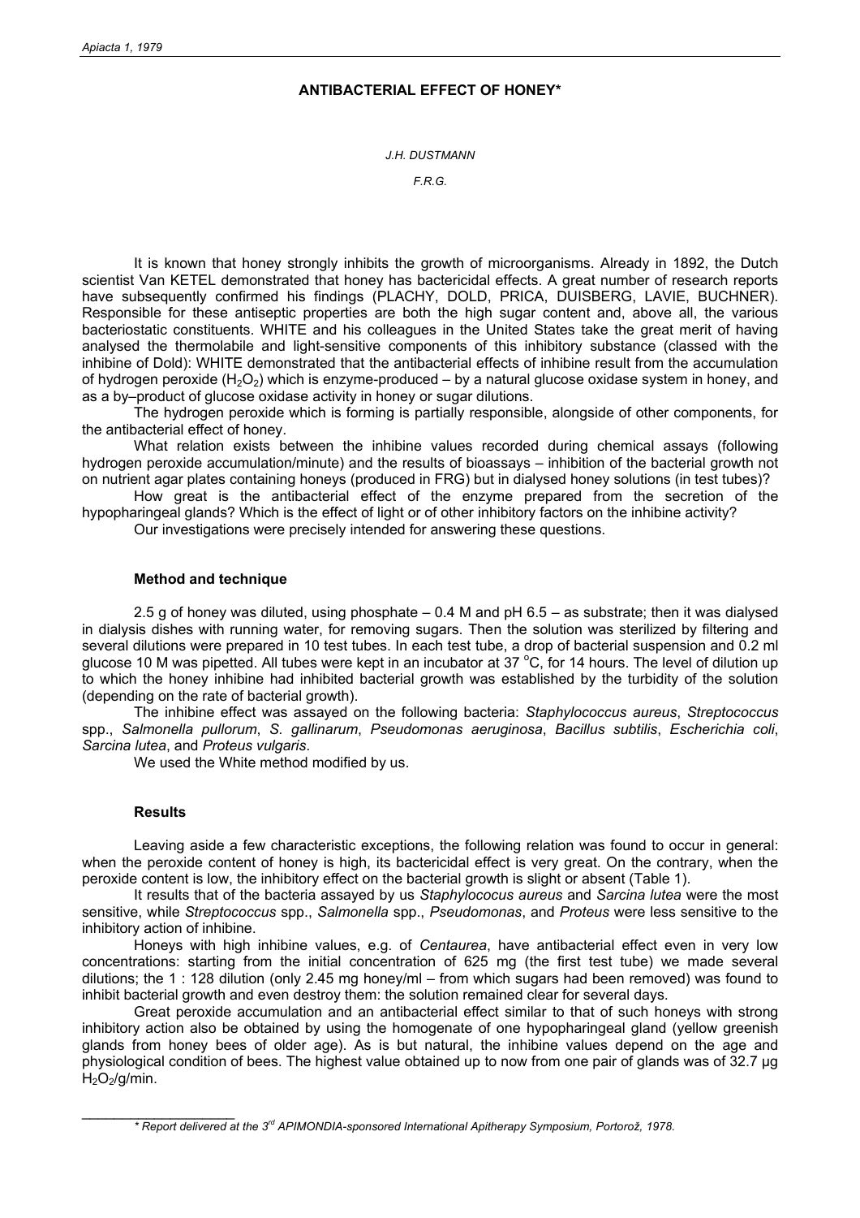# ANTIBACTERIAL EFFECT OF HONEY*

*J.H. DUSTMANN*

*F.R.G.*

It is known that honey strongly inhibits the growth of microorganisms. Already in 1892, the Dutch scientist Van KETEL demonstrated that honey has bactericidal effects. A great number of research reports have subsequently confirmed his findings (PLACHY, DOLD, PRICA, DUISBERG, LAVIE, BUCHNER). Responsible for these antiseptic properties are both the high sugar content and, above all, the various bacteriostatic constituents. WHITE and his colleagues in the United States take the great merit of having analysed the thermolabile and light-sensitive components of this inhibitory substance (classed with the inhibine of Dold): WHITE demonstrated that the antibacterial effects of inhibine result from the accumulation of hydrogen peroxide ($H_2O_2$) which is enzyme-produced – by a natural glucose oxidase system in honey, and as a by–product of glucose oxidase activity in honey or sugar dilutions.

The hydrogen peroxide which is forming is partially responsible, alongside of other components, for the antibacterial effect of honey.

What relation exists between the inhibine values recorded during chemical assays (following hydrogen peroxide accumulation/minute) and the results of bioassays – inhibition of the bacterial growth not on nutrient agar plates containing honeys (produced in FRG) but in dialysed honey solutions (in test tubes)?

How great is the antibacterial effect of the enzyme prepared from the secretion of the hypopharingeal glands? Which is the effect of light or of other inhibitory factors on the inhibine activity?

Our investigations were precisely intended for answering these questions.

## Method and technique

2.5 g of honey was diluted, using phosphate – 0.4 M and pH 6.5 – as substrate; then it was dialysed in dialysis dishes with running water, for removing sugars. Then the solution was sterilized by filtering and several dilutions were prepared in 10 test tubes. In each test tube, a drop of bacterial suspension and 0.2 ml glucose 10 M was pipetted. All tubes were kept in an incubator at 37 °C, for 14 hours. The level of dilution up to which the honey inhibine had inhibited bacterial growth was established by the turbidity of the solution (depending on the rate of bacterial growth).

The inhibine effect was assayed on the following bacteria: *Staphylococcus aureus*, *Streptococcus* spp., *Salmonella pullorum*, *S. gallinarum*, *Pseudomonas aeruginosa*, *Bacillus subtilis*, *Escherichia coli*, *Sarcina lutea*, and *Proteus vulgaris*.

We used the White method modified by us.

## Results

Leaving aside a few characteristic exceptions, the following relation was found to occur in general: when the peroxide content of honey is high, its bactericidal effect is very great. On the contrary, when the peroxide content is low, the inhibitory effect on the bacterial growth is slight or absent (Table 1).

It results that of the bacteria assayed by us *Staphylococcus aureus* and *Sarcina lutea* were the most sensitive, while *Streptococcus* spp., *Salmonella* spp., *Pseudomonas*, and *Proteus* were less sensitive to the inhibitory action of inhibine.

Honeys with high inhibine values, e.g. of *Centaurea*, have antibacterial effect even in very low concentrations: starting from the initial concentration of 625 mg (the first test tube) we made several dilutions; the 1 : 128 dilution (only 2.45 mg honey/ml – from which sugars had been removed) was found to inhibit bacterial growth and even destroy them: the solution remained clear for several days.

Great peroxide accumulation and an antibacterial effect similar to that of such honeys with strong inhibitory action also be obtained by using the homogenate of one hypopharingeal gland (yellow greenish glands from honey bees of older age). As is but natural, the inhibine values depend on the age and physiological condition of bees. The highest value obtained up to now from one pair of glands was of 32.7 μg $H_2O_2$/g/min.

---

\* *Report delivered at the 3rd APIMONDIA-sponsored International Apitherapy Symposium, Portorož, 1978.*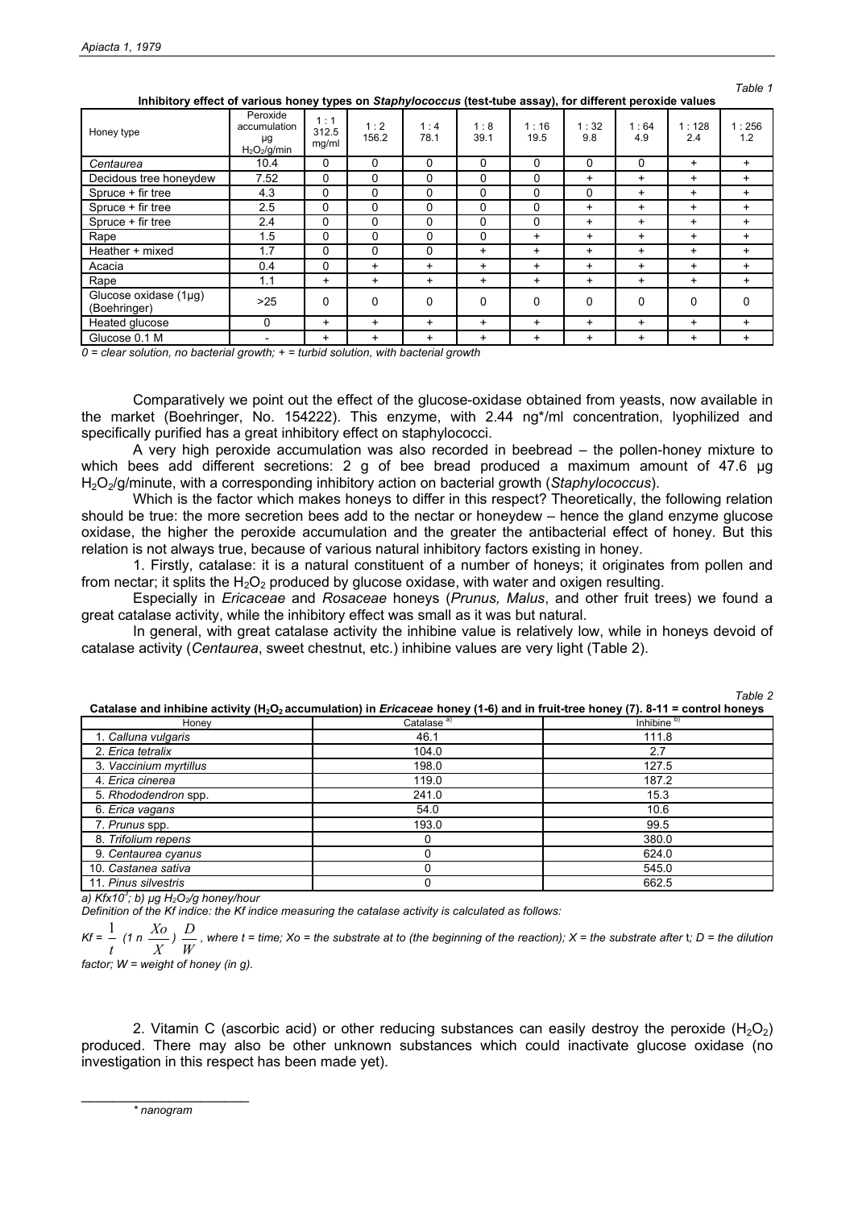*Table 1*

**Inhibitory effect of various honey types on *Staphylococcus* (test-tube assay), for different peroxide values**

| Honey type | Peroxide accumulation µg $H_2O_2$/g/min | 1 : 1 312.5 mg/ml | 1 : 2 156.2 | 1 : 4 78.1 | 1 : 8 39.1 | 1 : 16 19.5 | 1 : 32 9.8 | 1 : 64 4.9 | 1 : 128 2.4 | 1 : 256 1.2 |
|---|---|---|---|---|---|---|---|---|---|---|
| *Centaurea* | 10.4 | 0 | 0 | 0 | 0 | 0 | 0 | 0 | + | + |
| Decidous tree honeydew | 7.52 | 0 | 0 | 0 | 0 | 0 | + | + | + | + |
| Spruce + fir tree | 4.3 | 0 | 0 | 0 | 0 | 0 | 0 | + | + | + |
| Spruce + fir tree | 2.5 | 0 | 0 | 0 | 0 | 0 | + | + | + | + |
| Spruce + fir tree | 2.4 | 0 | 0 | 0 | 0 | 0 | + | + | + | + |
| Rape | 1.5 | 0 | 0 | 0 | 0 | + | + | + | + | + |
| Heather + mixed | 1.7 | 0 | 0 | 0 | + | + | + | + | + | + |
| Acacia | 0.4 | 0 | + | + | + | + | + | + | + | + |
| Rape | 1.1 | + | + | + | + | + | + | + | + | + |
| Glucose oxidase (1µg) (Boehringer) | >25 | 0 | 0 | 0 | 0 | 0 | 0 | 0 | 0 | 0 |
| Heated glucose | 0 | + | + | + | + | + | + | + | + | + |
| Glucose 0.1 M | - | + | + | + | + | + | + | + | + | + |

*0 = clear solution, no bacterial growth; + = turbid solution, with bacterial growth*

Comparatively we point out the effect of the glucose-oxidase obtained from yeasts, now available in the market (Boehringer, No. 154222). This enzyme, with 2.44 ng*/ml concentration, lyophilized and specifically purified has a great inhibitory effect on staphylococci.

A very high peroxide accumulation was also recorded in beebread – the pollen-honey mixture to which bees add different secretions: 2 g of bee bread produced a maximum amount of 47.6 µg $H_2O_2$/g/minute, with a corresponding inhibitory action on bacterial growth (*Staphylococcus*).

Which is the factor which makes honeys to differ in this respect? Theoretically, the following relation should be true: the more secretion bees add to the nectar or honeydew – hence the gland enzyme glucose oxidase, the higher the peroxide accumulation and the greater the antibacterial effect of honey. But this relation is not always true, because of various natural inhibitory factors existing in honey.

1. Firstly, catalase: it is a natural constituent of a number of honeys; it originates from pollen and from nectar; it splits the $H_2O_2$ produced by glucose oxidase, with water and oxigen resulting.

Especially in *Ericaceae* and *Rosaceae* honeys (*Prunus, Malus*, and other fruit trees) we found a great catalase activity, while the inhibitory effect was small as it was but natural.

In general, with great catalase activity the inhibine value is relatively low, while in honeys devoid of catalase activity (*Centaurea*, sweet chestnut, etc.) inhibine values are very light (Table 2).

*Table 2*

**Catalase and inhibine activity ($H_2O_2$ accumulation) in *Ericaceae* honey (1-6) and in fruit-tree honey (7). 8-11 = control honeys**

| Honey | Catalase [a)] | Inhibine [b)] |
|---|---|---|
| 1. *Calluna vulgaris* | 46.1 | 111.8 |
| 2. *Erica tetralix* | 104.0 | 2.7 |
| 3. *Vaccinium myrtillus* | 198.0 | 127.5 |
| 4. *Erica cinerea* | 119.0 | 187.2 |
| 5. *Rhododendron* spp. | 241.0 | 15.3 |
| 6. *Erica vagans* | 54.0 | 10.6 |
| 7. *Prunus* spp. | 193.0 | 99.5 |
| 8. *Trifolium repens* | 0 | 380.0 |
| 9. *Centaurea cyanus* | 0 | 624.0 |
| 10. *Castanea sativa* | 0 | 545.0 |
| 11. *Pinus silvestris* | 0 | 662.5 |

*a) $Kfx10^3$; b) µg $H_2O_2$/g honey/hour*

*Definition of the Kf indice: the Kf indice measuring the catalase activity is calculated as follows:*

$$Kf = \frac{1}{t}\left(1n\frac{Xo}{X}\right)\frac{D}{W}$$

*, where t = time; Xo = the substrate at to (the beginning of the reaction); X = the substrate after* t*; D = the dilution factor; W = weight of honey (in g).*

2. Vitamin C (ascorbic acid) or other reducing substances can easily destroy the peroxide ($H_2O_2$) produced. There may also be other unknown substances which could inactivate glucose oxidase (no investigation in this respect has been made yet).

\* *nanogram*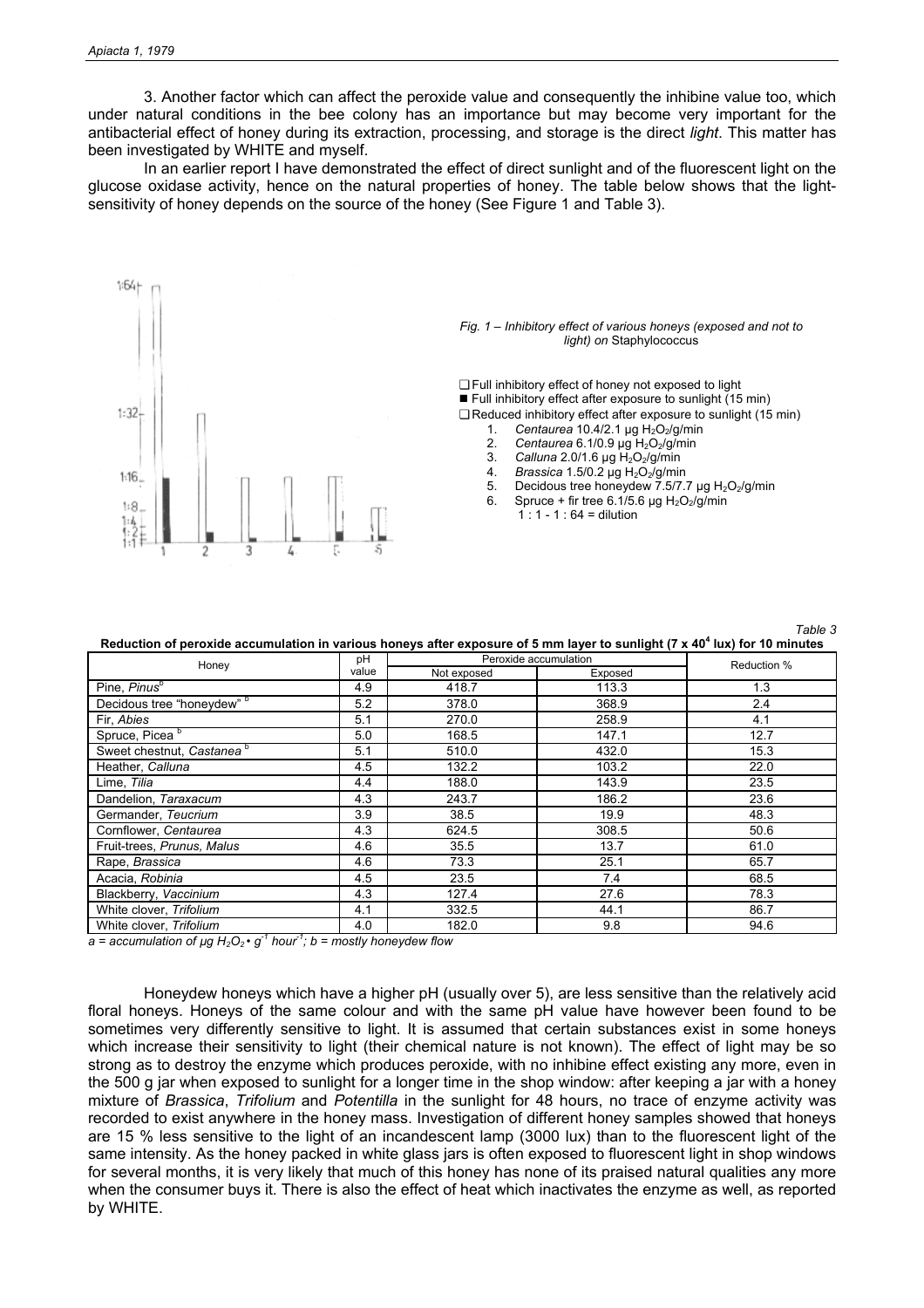3. Another factor which can affect the peroxide value and consequently the inhibine value too, which under natural conditions in the bee colony has an importance but may become very important for the antibacterial effect of honey during its extraction, processing, and storage is the direct *light*. This matter has been investigated by WHITE and myself.

In an earlier report I have demonstrated the effect of direct sunlight and of the fluorescent light on the glucose oxidase activity, hence on the natural properties of honey. The table below shows that the light-sensitivity of honey depends on the source of the honey (See Figure 1 and Table 3).

*Fig. 1 – Inhibitory effect of various honeys (exposed and not to light) on* Staphylococcus

- ❑ Full inhibitory effect of honey not exposed to light
- ■ Full inhibitory effect after exposure to sunlight (15 min)
- ❑ Reduced inhibitory effect after exposure to sunlight (15 min)

1. *Centaurea* 10.4/2.1 µg $H_2O_2$/g/min
2. *Centaurea* 6.1/0.9 µg $H_2O_2$/g/min
3. *Calluna* 2.0/1.6 µg $H_2O_2$/g/min
4. *Brassica* 1.5/0.2 µg $H_2O_2$/g/min
5. Decidous tree honeydew 7.5/7.7 µg $H_2O_2$/g/min
6. Spruce + fir tree 6.1/5.6 µg $H_2O_2$/g/min

1 : 1 - 1 : 64 = dilution

*Table 3*

**Reduction of peroxide accumulation in various honeys after exposure of 5 mm layer to sunlight (7 x 40[4] lux) for 10 minutes**

| Honey | pH value | Peroxide accumulation | | Reduction % |
|---|---|---|---|---|
| | | Not exposed | Exposed | |
| Pine, *Pinus*[b] | 4.9 | 418.7 | 113.3 | 1.3 |
| Decidous tree "honeydew" [b] | 5.2 | 378.0 | 368.9 | 2.4 |
| Fir, *Abies* | 5.1 | 270.0 | 258.9 | 4.1 |
| Spruce, Picea [b] | 5.0 | 168.5 | 147.1 | 12.7 |
| Sweet chestnut, *Castanea* [b] | 5.1 | 510.0 | 432.0 | 15.3 |
| Heather, *Calluna* | 4.5 | 132.2 | 103.2 | 22.0 |
| Lime, *Tilia* | 4.4 | 188.0 | 143.9 | 23.5 |
| Dandelion, *Taraxacum* | 4.3 | 243.7 | 186.2 | 23.6 |
| Germander, *Teucrium* | 3.9 | 38.5 | 19.9 | 48.3 |
| Cornflower, *Centaurea* | 4.3 | 624.5 | 308.5 | 50.6 |
| Fruit-trees, *Prunus, Malus* | 4.6 | 35.5 | 13.7 | 61.0 |
| Rape, *Brassica* | 4.6 | 73.3 | 25.1 | 65.7 |
| Acacia, *Robinia* | 4.5 | 23.5 | 7.4 | 68.5 |
| Blackberry, *Vaccinium* | 4.3 | 127.4 | 27.6 | 78.3 |
| White clover, *Trifolium* | 4.1 | 332.5 | 44.1 | 86.7 |
| White clover, *Trifolium* | 4.0 | 182.0 | 9.8 | 94.6 |

*a = accumulation of µg $H_2O_2 \cdot g^{-1}$ $hour^{-1}$; b = mostly honeydew flow*

Honeydew honeys which have a higher pH (usually over 5), are less sensitive than the relatively acid floral honeys. Honeys of the same colour and with the same pH value have however been found to be sometimes very differently sensitive to light. It is assumed that certain substances exist in some honeys which increase their sensitivity to light (their chemical nature is not known). The effect of light may be so strong as to destroy the enzyme which produces peroxide, with no inhibine effect existing any more, even in the 500 g jar when exposed to sunlight for a longer time in the shop window: after keeping a jar with a honey mixture of *Brassica*, *Trifolium* and *Potentilla* in the sunlight for 48 hours, no trace of enzyme activity was recorded to exist anywhere in the honey mass. Investigation of different honey samples showed that honeys are 15 % less sensitive to the light of an incandescent lamp (3000 lux) than to the fluorescent light of the same intensity. As the honey packed in white glass jars is often exposed to fluorescent light in shop windows for several months, it is very likely that much of this honey has none of its praised natural qualities any more when the consumer buys it. There is also the effect of heat which inactivates the enzyme as well, as reported by WHITE.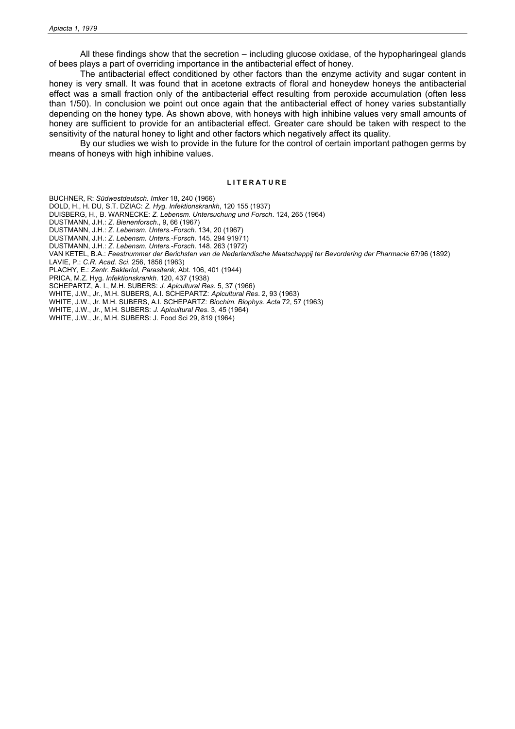All these findings show that the secretion – including glucose oxidase, of the hypopharingeal glands of bees plays a part of overriding importance in the antibacterial effect of honey.

The antibacterial effect conditioned by other factors than the enzyme activity and sugar content in honey is very small. It was found that in acetone extracts of floral and honeydew honeys the antibacterial effect was a small fraction only of the antibacterial effect resulting from peroxide accumulation (often less than 1/50). In conclusion we point out once again that the antibacterial effect of honey varies substantially depending on the honey type. As shown above, with honeys with high inhibine values very small amounts of honey are sufficient to provide for an antibacterial effect. Greater care should be taken with respect to the sensitivity of the natural honey to light and other factors which negatively affect its quality.

By our studies we wish to provide in the future for the control of certain important pathogen germs by means of honeys with high inhibine values.

## LITERATURE

BUCHNER, R: *Südwestdeutsch. Imker* 18, 240 (1966)
DOLD, H., H. DU, S.T. DZIAC: *Z. Hyg. Infektionskrankh*, 120 155 (1937)
DUISBERG, H., B. WARNECKE: *Z. Lebensm. Untersuchung und Forsch*. 124, 265 (1964)
DUSTMANN, J.H.: *Z. Bienenforsch*., 9, 66 (1967)
DUSTMANN, J.H.: *Z. Lebensm. Unters.-Forsch*. 134, 20 (1967)
DUSTMANN, J.H.: *Z. Lebensm. Unters.-Forsch*. 145. 294 91971)
DUSTMANN, J.H.: *Z. Lebensm. Unters.-Forsch*. 148. 263 (1972)
VAN KETEL, B.A.: *Feestnummer der Berichsten van de Nederlandische Maatschappij ter Bevordering der Pharmacie* 67/96 (1892)
LAVIE, P.: *C.R. Acad. Sci*. 256, 1856 (1963)
PLACHY, E.: *Zentr. Bakteriol, Parasitenk,* Abt. 106, 401 (1944)
PRICA, M.Z. Hyg. *Infektionskrankh*. 120, 437 (1938)
SCHEPARTZ, A. I., M.H. SUBERS: *J. Apicultural Res*. 5, 37 (1966)
WHITE, J.W., Jr., M.H. SUBERS, A.I. SCHEPARTZ: *Apicultural Res*. 2, 93 (1963)
WHITE, J.W., Jr. M.H. SUBERS, A.I. SCHEPARTZ: *Biochim. Biophys. Acta* 72, 57 (1963)
WHITE, J.W., Jr., M.H. SUBERS: *J. Apicultural Res*. 3, 45 (1964)
WHITE, J.W., Jr., M.H. SUBERS: J. Food Sci 29, 819 (1964)